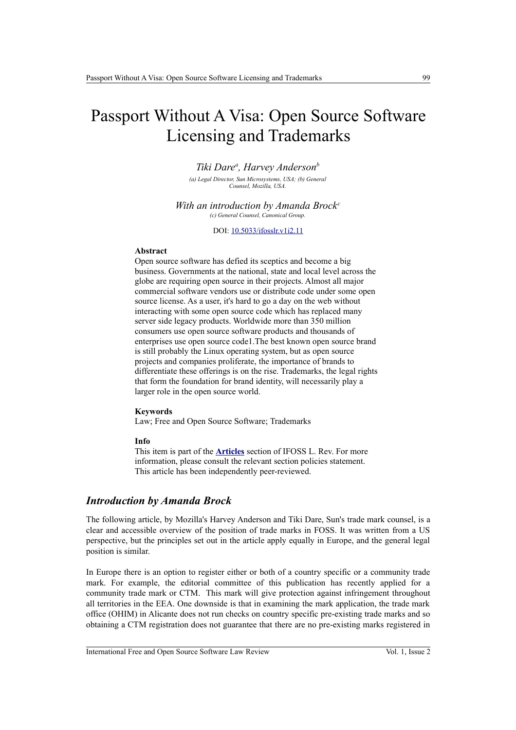# Passport Without A Visa: Open Source Software Licensing and Trademarks

*Tiki Dare[a], Harvey Anderson[b]*

*(a) Legal Director, Sun Microsystems, USA; (b) General Counsel, Mozilla, USA.*

*With an introduction by Amanda Brock[c]*

*(c) General Counsel, Canonical Group.*

DOI: 10.5033/ifosslr.v1i2.11

**Abstract**

Open source software has defied its sceptics and become a big business. Governments at the national, state and local level across the globe are requiring open source in their projects. Almost all major commercial software vendors use or distribute code under some open source license. As a user, it's hard to go a day on the web without interacting with some open source code which has replaced many server side legacy products. Worldwide more than 350 million consumers use open source software products and thousands of enterprises use open source code1.The best known open source brand is still probably the Linux operating system, but as open source projects and companies proliferate, the importance of brands to differentiate these offerings is on the rise. Trademarks, the legal rights that form the foundation for brand identity, will necessarily play a larger role in the open source world.

**Keywords**

Law; Free and Open Source Software; Trademarks

**Info**

This item is part of the **Articles** section of IFOSS L. Rev. For more information, please consult the relevant section policies statement. This article has been independently peer-reviewed.

## *Introduction by Amanda Brock*

The following article, by Mozilla's Harvey Anderson and Tiki Dare, Sun's trade mark counsel, is a clear and accessible overview of the position of trade marks in FOSS. It was written from a US perspective, but the principles set out in the article apply equally in Europe, and the general legal position is similar.

In Europe there is an option to register either or both of a country specific or a community trade mark. For example, the editorial committee of this publication has recently applied for a community trade mark or CTM. This mark will give protection against infringement throughout all territories in the EEA. One downside is that in examining the mark application, the trade mark office (OHIM) in Alicante does not run checks on country specific pre-existing trade marks and so obtaining a CTM registration does not guarantee that there are no pre-existing marks registered in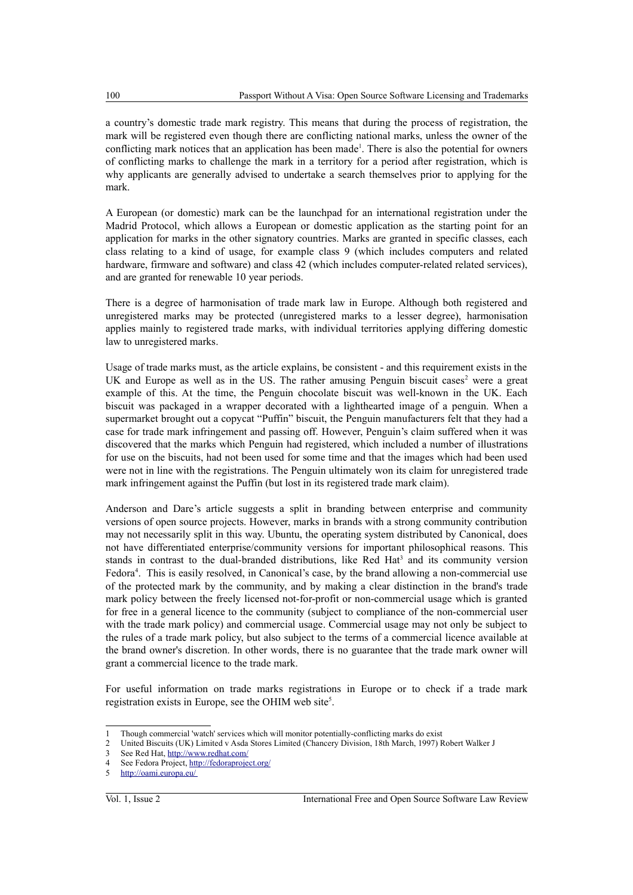a country's domestic trade mark registry. This means that during the process of registration, the mark will be registered even though there are conflicting national marks, unless the owner of the conflicting mark notices that an application has been made[1]. There is also the potential for owners of conflicting marks to challenge the mark in a territory for a period after registration, which is why applicants are generally advised to undertake a search themselves prior to applying for the mark.

A European (or domestic) mark can be the launchpad for an international registration under the Madrid Protocol, which allows a European or domestic application as the starting point for an application for marks in the other signatory countries. Marks are granted in specific classes, each class relating to a kind of usage, for example class 9 (which includes computers and related hardware, firmware and software) and class 42 (which includes computer-related related services), and are granted for renewable 10 year periods.

There is a degree of harmonisation of trade mark law in Europe. Although both registered and unregistered marks may be protected (unregistered marks to a lesser degree), harmonisation applies mainly to registered trade marks, with individual territories applying differing domestic law to unregistered marks.

Usage of trade marks must, as the article explains, be consistent - and this requirement exists in the UK and Europe as well as in the US. The rather amusing Penguin biscuit cases[2] were a great example of this. At the time, the Penguin chocolate biscuit was well-known in the UK. Each biscuit was packaged in a wrapper decorated with a lighthearted image of a penguin. When a supermarket brought out a copycat "Puffin" biscuit, the Penguin manufacturers felt that they had a case for trade mark infringement and passing off. However, Penguin's claim suffered when it was discovered that the marks which Penguin had registered, which included a number of illustrations for use on the biscuits, had not been used for some time and that the images which had been used were not in line with the registrations. The Penguin ultimately won its claim for unregistered trade mark infringement against the Puffin (but lost in its registered trade mark claim).

Anderson and Dare's article suggests a split in branding between enterprise and community versions of open source projects. However, marks in brands with a strong community contribution may not necessarily split in this way. Ubuntu, the operating system distributed by Canonical, does not have differentiated enterprise/community versions for important philosophical reasons. This stands in contrast to the dual-branded distributions, like Red Hat[3] and its community version Fedora[4]. This is easily resolved, in Canonical's case, by the brand allowing a non-commercial use of the protected mark by the community, and by making a clear distinction in the brand's trade mark policy between the freely licensed not-for-profit or non-commercial usage which is granted for free in a general licence to the community (subject to compliance of the non-commercial user with the trade mark policy) and commercial usage. Commercial usage may not only be subject to the rules of a trade mark policy, but also subject to the terms of a commercial licence available at the brand owner's discretion. In other words, there is no guarantee that the trade mark owner will grant a commercial licence to the trade mark.

For useful information on trade marks registrations in Europe or to check if a trade mark registration exists in Europe, see the OHIM web site[5].

---

1 Though commercial 'watch' services which will monitor potentially-conflicting marks do exist

2 United Biscuits (UK) Limited v Asda Stores Limited (Chancery Division, 18th March, 1997) Robert Walker J

3 See Red Hat, http://www.redhat.com/

4 See Fedora Project, http://fedoraproject.org/

5 http://oami.europa.eu/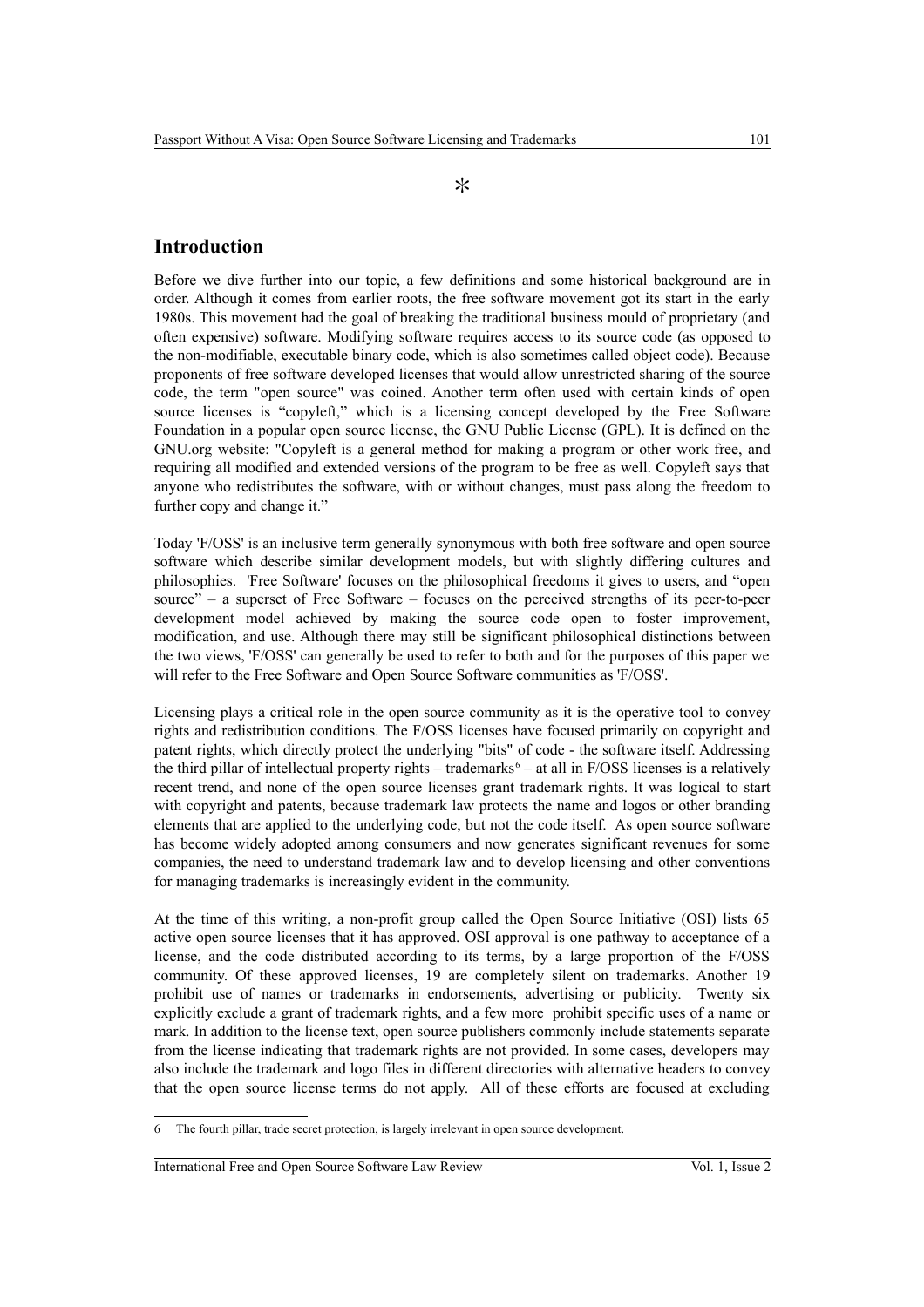*

## Introduction

Before we dive further into our topic, a few definitions and some historical background are in order. Although it comes from earlier roots, the free software movement got its start in the early 1980s. This movement had the goal of breaking the traditional business mould of proprietary (and often expensive) software. Modifying software requires access to its source code (as opposed to the non-modifiable, executable binary code, which is also sometimes called object code). Because proponents of free software developed licenses that would allow unrestricted sharing of the source code, the term "open source" was coined. Another term often used with certain kinds of open source licenses is "copyleft," which is a licensing concept developed by the Free Software Foundation in a popular open source license, the GNU Public License (GPL). It is defined on the GNU.org website: "Copyleft is a general method for making a program or other work free, and requiring all modified and extended versions of the program to be free as well. Copyleft says that anyone who redistributes the software, with or without changes, must pass along the freedom to further copy and change it."

Today 'F/OSS' is an inclusive term generally synonymous with both free software and open source software which describe similar development models, but with slightly differing cultures and philosophies. 'Free Software' focuses on the philosophical freedoms it gives to users, and "open source" – a superset of Free Software – focuses on the perceived strengths of its peer-to-peer development model achieved by making the source code open to foster improvement, modification, and use. Although there may still be significant philosophical distinctions between the two views, 'F/OSS' can generally be used to refer to both and for the purposes of this paper we will refer to the Free Software and Open Source Software communities as 'F/OSS'.

Licensing plays a critical role in the open source community as it is the operative tool to convey rights and redistribution conditions. The F/OSS licenses have focused primarily on copyright and patent rights, which directly protect the underlying "bits" of code - the software itself. Addressing the third pillar of intellectual property rights – trademarks[6] – at all in F/OSS licenses is a relatively recent trend, and none of the open source licenses grant trademark rights. It was logical to start with copyright and patents, because trademark law protects the name and logos or other branding elements that are applied to the underlying code, but not the code itself. As open source software has become widely adopted among consumers and now generates significant revenues for some companies, the need to understand trademark law and to develop licensing and other conventions for managing trademarks is increasingly evident in the community.

At the time of this writing, a non-profit group called the Open Source Initiative (OSI) lists 65 active open source licenses that it has approved. OSI approval is one pathway to acceptance of a license, and the code distributed according to its terms, by a large proportion of the F/OSS community. Of these approved licenses, 19 are completely silent on trademarks. Another 19 prohibit use of names or trademarks in endorsements, advertising or publicity. Twenty six explicitly exclude a grant of trademark rights, and a few more prohibit specific uses of a name or mark. In addition to the license text, open source publishers commonly include statements separate from the license indicating that trademark rights are not provided. In some cases, developers may also include the trademark and logo files in different directories with alternative headers to convey that the open source license terms do not apply. All of these efforts are focused at excluding

6 The fourth pillar, trade secret protection, is largely irrelevant in open source development.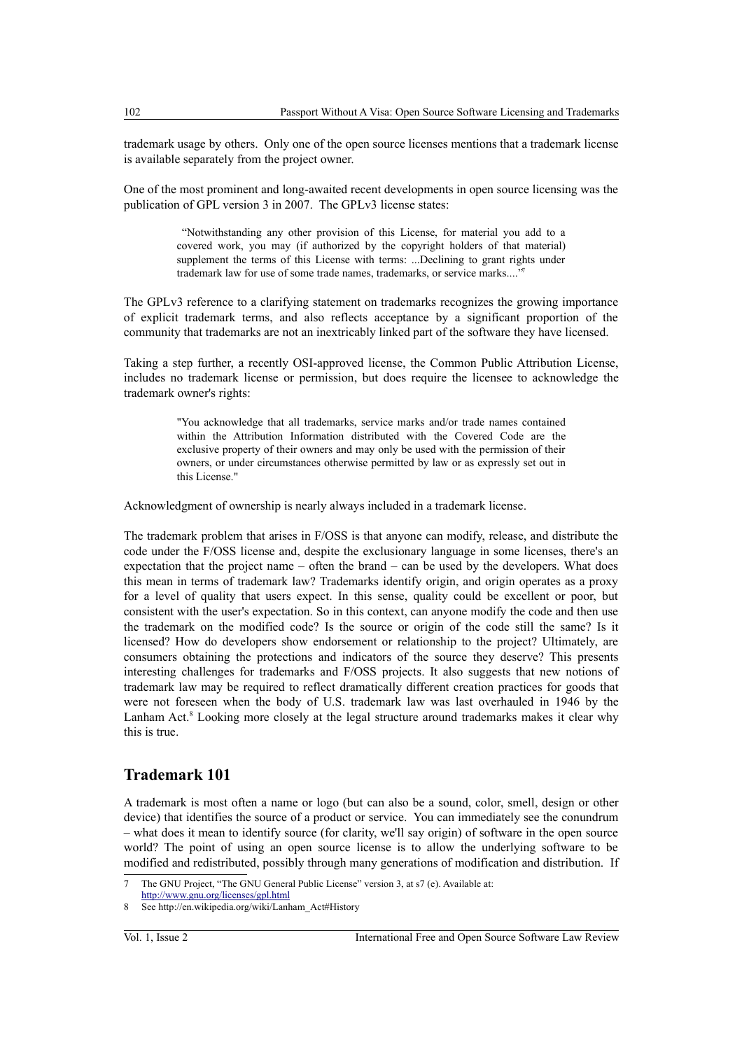trademark usage by others. Only one of the open source licenses mentions that a trademark license is available separately from the project owner.

One of the most prominent and long-awaited recent developments in open source licensing was the publication of GPL version 3 in 2007. The GPLv3 license states:

> "Notwithstanding any other provision of this License, for material you add to a covered work, you may (if authorized by the copyright holders of that material) supplement the terms of this License with terms: ...Declining to grant rights under trademark law for use of some trade names, trademarks, or service marks...."[7]

The GPLv3 reference to a clarifying statement on trademarks recognizes the growing importance of explicit trademark terms, and also reflects acceptance by a significant proportion of the community that trademarks are not an inextricably linked part of the software they have licensed.

Taking a step further, a recently OSI-approved license, the Common Public Attribution License, includes no trademark license or permission, but does require the licensee to acknowledge the trademark owner's rights:

> "You acknowledge that all trademarks, service marks and/or trade names contained within the Attribution Information distributed with the Covered Code are the exclusive property of their owners and may only be used with the permission of their owners, or under circumstances otherwise permitted by law or as expressly set out in this License."

Acknowledgment of ownership is nearly always included in a trademark license.

The trademark problem that arises in F/OSS is that anyone can modify, release, and distribute the code under the F/OSS license and, despite the exclusionary language in some licenses, there's an expectation that the project name – often the brand – can be used by the developers. What does this mean in terms of trademark law? Trademarks identify origin, and origin operates as a proxy for a level of quality that users expect. In this sense, quality could be excellent or poor, but consistent with the user's expectation. So in this context, can anyone modify the code and then use the trademark on the modified code? Is the source or origin of the code still the same? Is it licensed? How do developers show endorsement or relationship to the project? Ultimately, are consumers obtaining the protections and indicators of the source they deserve? This presents interesting challenges for trademarks and F/OSS projects. It also suggests that new notions of trademark law may be required to reflect dramatically different creation practices for goods that were not foreseen when the body of U.S. trademark law was last overhauled in 1946 by the Lanham Act.[8] Looking more closely at the legal structure around trademarks makes it clear why this is true.

## Trademark 101

A trademark is most often a name or logo (but can also be a sound, color, smell, design or other device) that identifies the source of a product or service. You can immediately see the conundrum – what does it mean to identify source (for clarity, we'll say origin) of software in the open source world? The point of using an open source license is to allow the underlying software to be modified and redistributed, possibly through many generations of modification and distribution. If

---

7 The GNU Project, "The GNU General Public License" version 3, at s7 (e). Available at: http://www.gnu.org/licenses/gpl.html

8 See http://en.wikipedia.org/wiki/Lanham_Act#History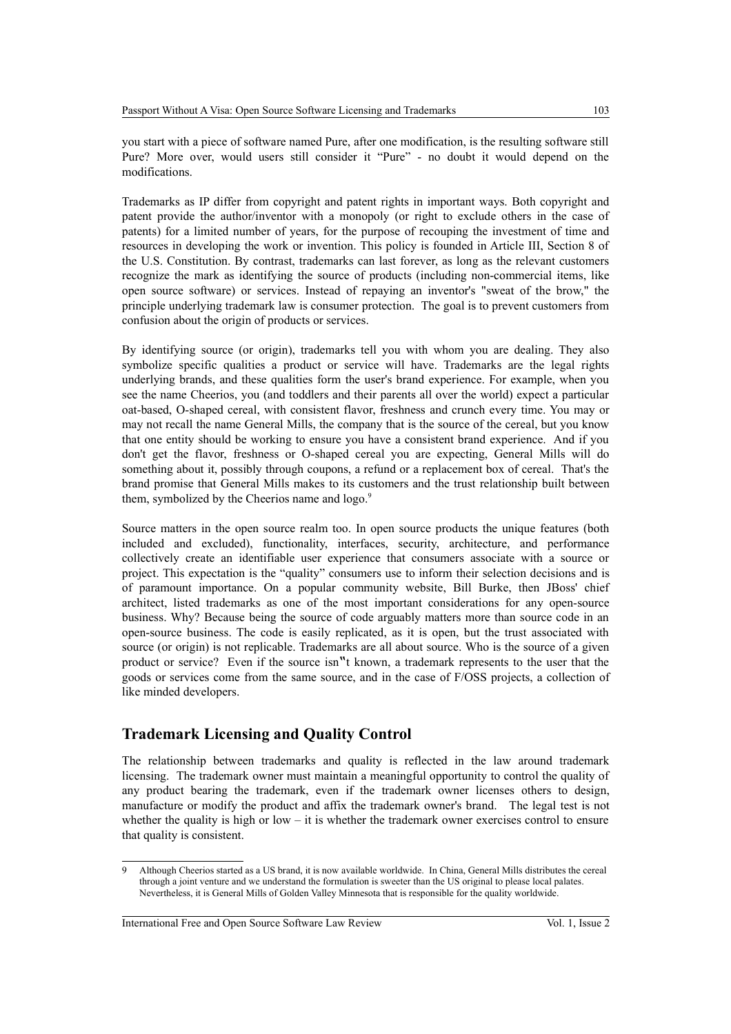you start with a piece of software named Pure, after one modification, is the resulting software still Pure? More over, would users still consider it "Pure" - no doubt it would depend on the modifications.

Trademarks as IP differ from copyright and patent rights in important ways. Both copyright and patent provide the author/inventor with a monopoly (or right to exclude others in the case of patents) for a limited number of years, for the purpose of recouping the investment of time and resources in developing the work or invention. This policy is founded in Article III, Section 8 of the U.S. Constitution. By contrast, trademarks can last forever, as long as the relevant customers recognize the mark as identifying the source of products (including non-commercial items, like open source software) or services. Instead of repaying an inventor's "sweat of the brow," the principle underlying trademark law is consumer protection. The goal is to prevent customers from confusion about the origin of products or services.

By identifying source (or origin), trademarks tell you with whom you are dealing. They also symbolize specific qualities a product or service will have. Trademarks are the legal rights underlying brands, and these qualities form the user's brand experience. For example, when you see the name Cheerios, you (and toddlers and their parents all over the world) expect a particular oat-based, O-shaped cereal, with consistent flavor, freshness and crunch every time. You may or may not recall the name General Mills, the company that is the source of the cereal, but you know that one entity should be working to ensure you have a consistent brand experience. And if you don't get the flavor, freshness or O-shaped cereal you are expecting, General Mills will do something about it, possibly through coupons, a refund or a replacement box of cereal. That's the brand promise that General Mills makes to its customers and the trust relationship built between them, symbolized by the Cheerios name and logo.[9]

Source matters in the open source realm too. In open source products the unique features (both included and excluded), functionality, interfaces, security, architecture, and performance collectively create an identifiable user experience that consumers associate with a source or project. This expectation is the "quality" consumers use to inform their selection decisions and is of paramount importance. On a popular community website, Bill Burke, then JBoss' chief architect, listed trademarks as one of the most important considerations for any open-source business. Why? Because being the source of code arguably matters more than source code in an open-source business. The code is easily replicated, as it is open, but the trust associated with source (or origin) is not replicable. Trademarks are all about source. Who is the source of a given product or service? Even if the source isn"t known, a trademark represents to the user that the goods or services come from the same source, and in the case of F/OSS projects, a collection of like minded developers.

## Trademark Licensing and Quality Control

The relationship between trademarks and quality is reflected in the law around trademark licensing. The trademark owner must maintain a meaningful opportunity to control the quality of any product bearing the trademark, even if the trademark owner licenses others to design, manufacture or modify the product and affix the trademark owner's brand. The legal test is not whether the quality is high or low – it is whether the trademark owner exercises control to ensure that quality is consistent.

---

9 Although Cheerios started as a US brand, it is now available worldwide. In China, General Mills distributes the cereal through a joint venture and we understand the formulation is sweeter than the US original to please local palates. Nevertheless, it is General Mills of Golden Valley Minnesota that is responsible for the quality worldwide.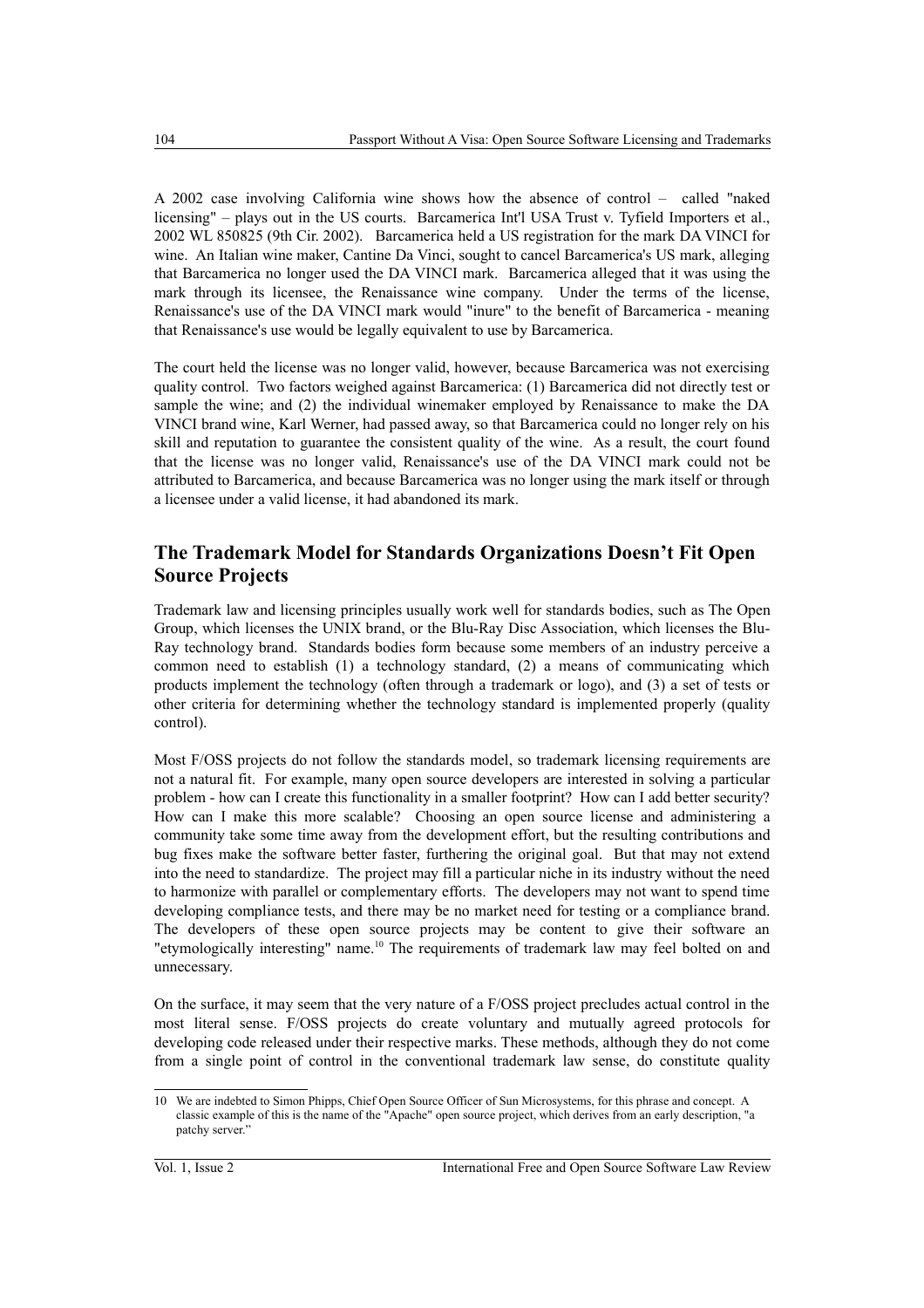A 2002 case involving California wine shows how the absence of control – called "naked licensing" – plays out in the US courts. Barcamerica Int'l USA Trust v. Tyfield Importers et al., 2002 WL 850825 (9th Cir. 2002). Barcamerica held a US registration for the mark DA VINCI for wine. An Italian wine maker, Cantine Da Vinci, sought to cancel Barcamerica's US mark, alleging that Barcamerica no longer used the DA VINCI mark. Barcamerica alleged that it was using the mark through its licensee, the Renaissance wine company. Under the terms of the license, Renaissance's use of the DA VINCI mark would "inure" to the benefit of Barcamerica - meaning that Renaissance's use would be legally equivalent to use by Barcamerica.

The court held the license was no longer valid, however, because Barcamerica was not exercising quality control. Two factors weighed against Barcamerica: (1) Barcamerica did not directly test or sample the wine; and (2) the individual winemaker employed by Renaissance to make the DA VINCI brand wine, Karl Werner, had passed away, so that Barcamerica could no longer rely on his skill and reputation to guarantee the consistent quality of the wine. As a result, the court found that the license was no longer valid, Renaissance's use of the DA VINCI mark could not be attributed to Barcamerica, and because Barcamerica was no longer using the mark itself or through a licensee under a valid license, it had abandoned its mark.

## The Trademark Model for Standards Organizations Doesn't Fit Open Source Projects

Trademark law and licensing principles usually work well for standards bodies, such as The Open Group, which licenses the UNIX brand, or the Blu-Ray Disc Association, which licenses the Blu-Ray technology brand. Standards bodies form because some members of an industry perceive a common need to establish (1) a technology standard, (2) a means of communicating which products implement the technology (often through a trademark or logo), and (3) a set of tests or other criteria for determining whether the technology standard is implemented properly (quality control).

Most F/OSS projects do not follow the standards model, so trademark licensing requirements are not a natural fit. For example, many open source developers are interested in solving a particular problem - how can I create this functionality in a smaller footprint? How can I add better security? How can I make this more scalable? Choosing an open source license and administering a community take some time away from the development effort, but the resulting contributions and bug fixes make the software better faster, furthering the original goal. But that may not extend into the need to standardize. The project may fill a particular niche in its industry without the need to harmonize with parallel or complementary efforts. The developers may not want to spend time developing compliance tests, and there may be no market need for testing or a compliance brand. The developers of these open source projects may be content to give their software an "etymologically interesting" name.[10] The requirements of trademark law may feel bolted on and unnecessary.

On the surface, it may seem that the very nature of a F/OSS project precludes actual control in the most literal sense. F/OSS projects do create voluntary and mutually agreed protocols for developing code released under their respective marks. These methods, although they do not come from a single point of control in the conventional trademark law sense, do constitute quality

---

10 We are indebted to Simon Phipps, Chief Open Source Officer of Sun Microsystems, for this phrase and concept. A classic example of this is the name of the "Apache" open source project, which derives from an early description, "a patchy server."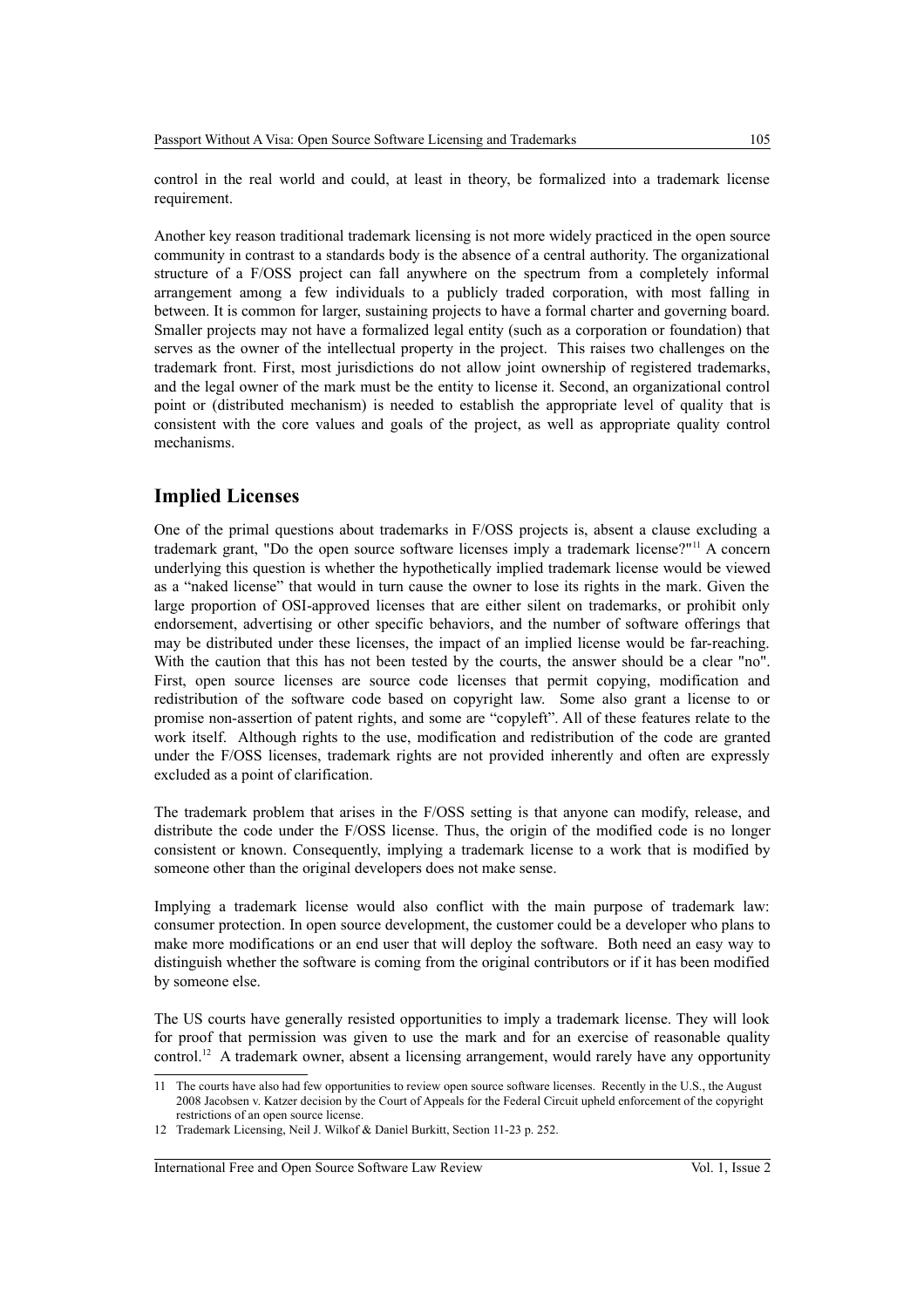control in the real world and could, at least in theory, be formalized into a trademark license requirement.

Another key reason traditional trademark licensing is not more widely practiced in the open source community in contrast to a standards body is the absence of a central authority. The organizational structure of a F/OSS project can fall anywhere on the spectrum from a completely informal arrangement among a few individuals to a publicly traded corporation, with most falling in between. It is common for larger, sustaining projects to have a formal charter and governing board. Smaller projects may not have a formalized legal entity (such as a corporation or foundation) that serves as the owner of the intellectual property in the project. This raises two challenges on the trademark front. First, most jurisdictions do not allow joint ownership of registered trademarks, and the legal owner of the mark must be the entity to license it. Second, an organizational control point or (distributed mechanism) is needed to establish the appropriate level of quality that is consistent with the core values and goals of the project, as well as appropriate quality control mechanisms.

## Implied Licenses

One of the primal questions about trademarks in F/OSS projects is, absent a clause excluding a trademark grant, "Do the open source software licenses imply a trademark license?"[11] A concern underlying this question is whether the hypothetically implied trademark license would be viewed as a "naked license" that would in turn cause the owner to lose its rights in the mark. Given the large proportion of OSI-approved licenses that are either silent on trademarks, or prohibit only endorsement, advertising or other specific behaviors, and the number of software offerings that may be distributed under these licenses, the impact of an implied license would be far-reaching. With the caution that this has not been tested by the courts, the answer should be a clear "no". First, open source licenses are source code licenses that permit copying, modification and redistribution of the software code based on copyright law. Some also grant a license to or promise non-assertion of patent rights, and some are "copyleft". All of these features relate to the work itself. Although rights to the use, modification and redistribution of the code are granted under the F/OSS licenses, trademark rights are not provided inherently and often are expressly excluded as a point of clarification.

The trademark problem that arises in the F/OSS setting is that anyone can modify, release, and distribute the code under the F/OSS license. Thus, the origin of the modified code is no longer consistent or known. Consequently, implying a trademark license to a work that is modified by someone other than the original developers does not make sense.

Implying a trademark license would also conflict with the main purpose of trademark law: consumer protection. In open source development, the customer could be a developer who plans to make more modifications or an end user that will deploy the software. Both need an easy way to distinguish whether the software is coming from the original contributors or if it has been modified by someone else.

The US courts have generally resisted opportunities to imply a trademark license. They will look for proof that permission was given to use the mark and for an exercise of reasonable quality control.[12] A trademark owner, absent a licensing arrangement, would rarely have any opportunity

---

[11] The courts have also had few opportunities to review open source software licenses. Recently in the U.S., the August 2008 Jacobsen v. Katzer decision by the Court of Appeals for the Federal Circuit upheld enforcement of the copyright restrictions of an open source license.

[12] Trademark Licensing, Neil J. Wilkof & Daniel Burkitt, Section 11-23 p. 252.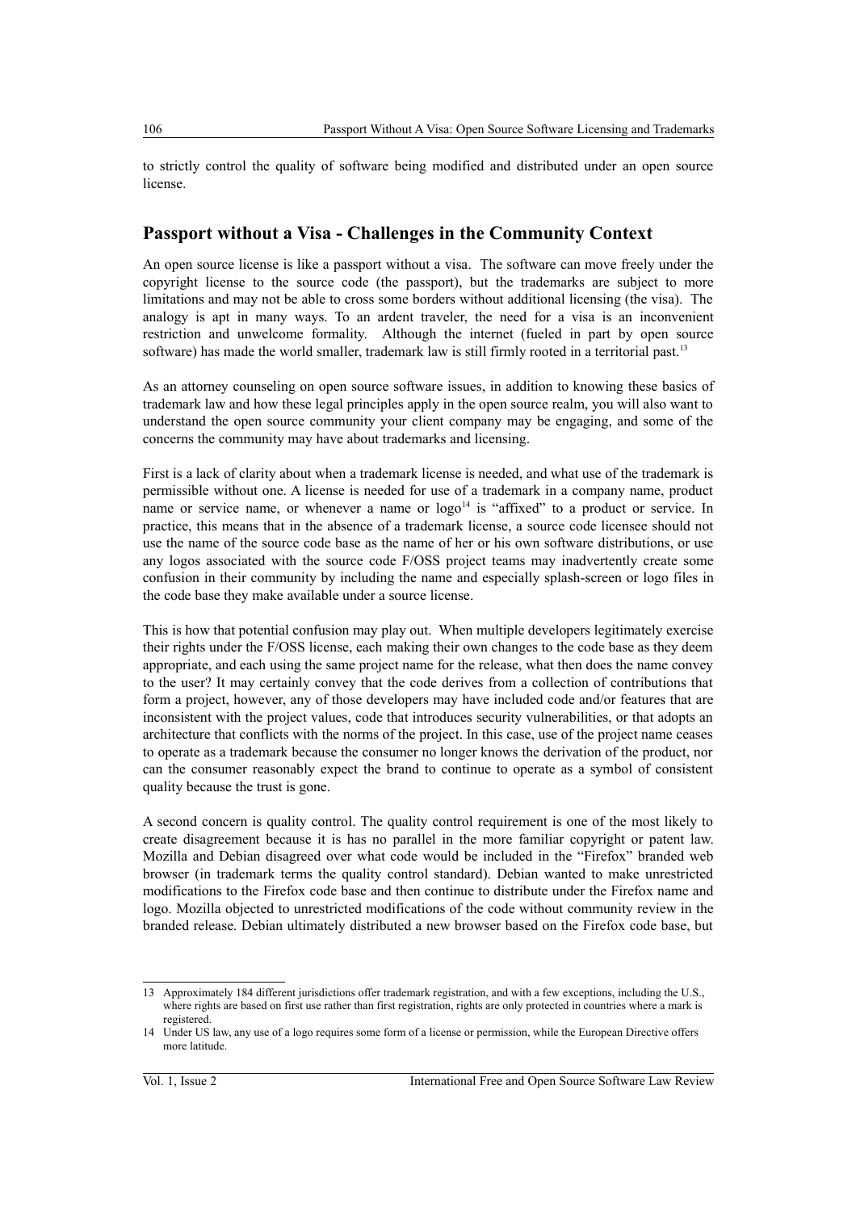to strictly control the quality of software being modified and distributed under an open source license.

## Passport without a Visa - Challenges in the Community Context

An open source license is like a passport without a visa. The software can move freely under the copyright license to the source code (the passport), but the trademarks are subject to more limitations and may not be able to cross some borders without additional licensing (the visa). The analogy is apt in many ways. To an ardent traveler, the need for a visa is an inconvenient restriction and unwelcome formality. Although the internet (fueled in part by open source software) has made the world smaller, trademark law is still firmly rooted in a territorial past.[13]

As an attorney counseling on open source software issues, in addition to knowing these basics of trademark law and how these legal principles apply in the open source realm, you will also want to understand the open source community your client company may be engaging, and some of the concerns the community may have about trademarks and licensing.

First is a lack of clarity about when a trademark license is needed, and what use of the trademark is permissible without one. A license is needed for use of a trademark in a company name, product name or service name, or whenever a name or logo[14] is "affixed" to a product or service. In practice, this means that in the absence of a trademark license, a source code licensee should not use the name of the source code base as the name of her or his own software distributions, or use any logos associated with the source code F/OSS project teams may inadvertently create some confusion in their community by including the name and especially splash-screen or logo files in the code base they make available under a source license.

This is how that potential confusion may play out. When multiple developers legitimately exercise their rights under the F/OSS license, each making their own changes to the code base as they deem appropriate, and each using the same project name for the release, what then does the name convey to the user? It may certainly convey that the code derives from a collection of contributions that form a project, however, any of those developers may have included code and/or features that are inconsistent with the project values, code that introduces security vulnerabilities, or that adopts an architecture that conflicts with the norms of the project. In this case, use of the project name ceases to operate as a trademark because the consumer no longer knows the derivation of the product, nor can the consumer reasonably expect the brand to continue to operate as a symbol of consistent quality because the trust is gone.

A second concern is quality control. The quality control requirement is one of the most likely to create disagreement because it is has no parallel in the more familiar copyright or patent law. Mozilla and Debian disagreed over what code would be included in the "Firefox" branded web browser (in trademark terms the quality control standard). Debian wanted to make unrestricted modifications to the Firefox code base and then continue to distribute under the Firefox name and logo. Mozilla objected to unrestricted modifications of the code without community review in the branded release. Debian ultimately distributed a new browser based on the Firefox code base, but

---

13 Approximately 184 different jurisdictions offer trademark registration, and with a few exceptions, including the U.S., where rights are based on first use rather than first registration, rights are only protected in countries where a mark is registered.

14 Under US law, any use of a logo requires some form of a license or permission, while the European Directive offers more latitude.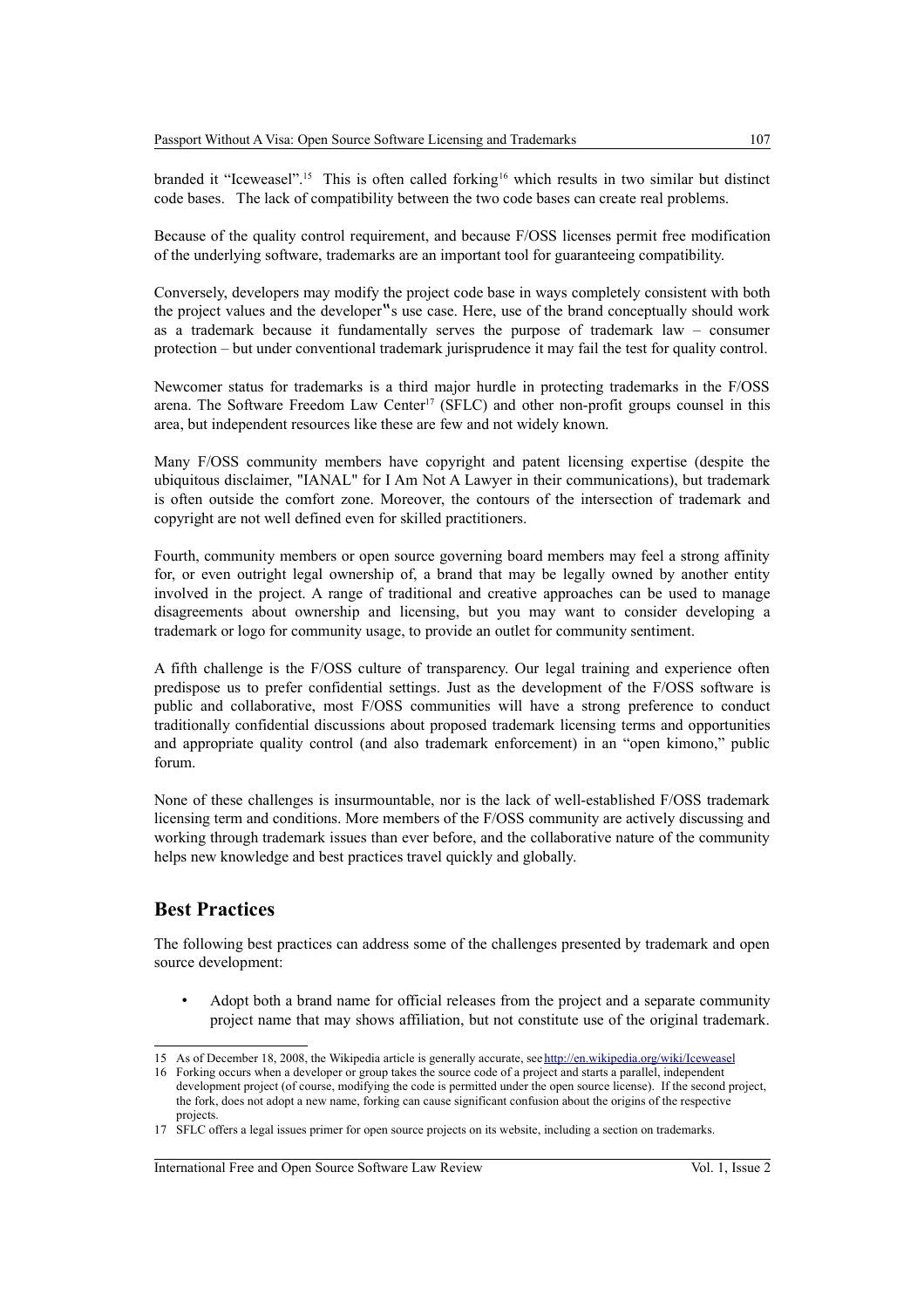branded it "Iceweasel".[15] This is often called forking[16] which results in two similar but distinct code bases. The lack of compatibility between the two code bases can create real problems.

Because of the quality control requirement, and because F/OSS licenses permit free modification of the underlying software, trademarks are an important tool for guaranteeing compatibility.

Conversely, developers may modify the project code base in ways completely consistent with both the project values and the developer"s use case. Here, use of the brand conceptually should work as a trademark because it fundamentally serves the purpose of trademark law – consumer protection – but under conventional trademark jurisprudence it may fail the test for quality control.

Newcomer status for trademarks is a third major hurdle in protecting trademarks in the F/OSS arena. The Software Freedom Law Center[17] (SFLC) and other non-profit groups counsel in this area, but independent resources like these are few and not widely known.

Many F/OSS community members have copyright and patent licensing expertise (despite the ubiquitous disclaimer, "IANAL" for I Am Not A Lawyer in their communications), but trademark is often outside the comfort zone. Moreover, the contours of the intersection of trademark and copyright are not well defined even for skilled practitioners.

Fourth, community members or open source governing board members may feel a strong affinity for, or even outright legal ownership of, a brand that may be legally owned by another entity involved in the project. A range of traditional and creative approaches can be used to manage disagreements about ownership and licensing, but you may want to consider developing a trademark or logo for community usage, to provide an outlet for community sentiment.

A fifth challenge is the F/OSS culture of transparency. Our legal training and experience often predispose us to prefer confidential settings. Just as the development of the F/OSS software is public and collaborative, most F/OSS communities will have a strong preference to conduct traditionally confidential discussions about proposed trademark licensing terms and opportunities and appropriate quality control (and also trademark enforcement) in an "open kimono," public forum.

None of these challenges is insurmountable, nor is the lack of well-established F/OSS trademark licensing term and conditions. More members of the F/OSS community are actively discussing and working through trademark issues than ever before, and the collaborative nature of the community helps new knowledge and best practices travel quickly and globally.

## Best Practices

The following best practices can address some of the challenges presented by trademark and open source development:

- Adopt both a brand name for official releases from the project and a separate community project name that may shows affiliation, but not constitute use of the original trademark.

---

15 As of December 18, 2008, the Wikipedia article is generally accurate, see http://en.wikipedia.org/wiki/Iceweasel

16 Forking occurs when a developer or group takes the source code of a project and starts a parallel, independent development project (of course, modifying the code is permitted under the open source license). If the second project, the fork, does not adopt a new name, forking can cause significant confusion about the origins of the respective projects.

17 SFLC offers a legal issues primer for open source projects on its website, including a section on trademarks.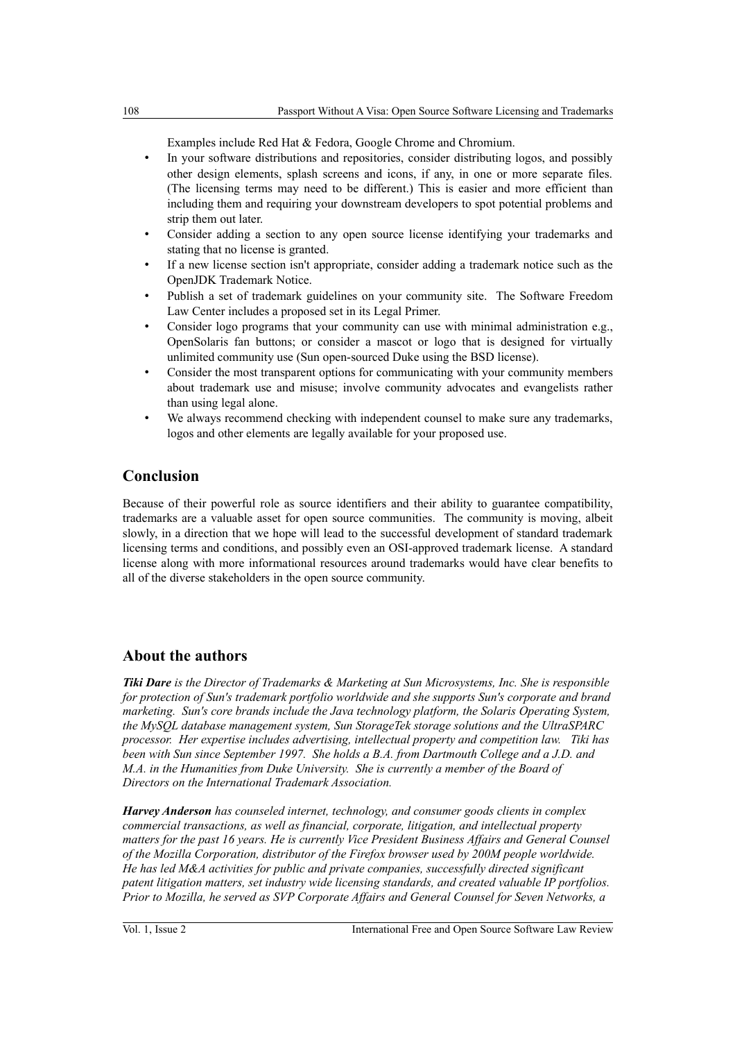Examples include Red Hat & Fedora, Google Chrome and Chromium.

- In your software distributions and repositories, consider distributing logos, and possibly other design elements, splash screens and icons, if any, in one or more separate files. (The licensing terms may need to be different.) This is easier and more efficient than including them and requiring your downstream developers to spot potential problems and strip them out later.
- Consider adding a section to any open source license identifying your trademarks and stating that no license is granted.
- If a new license section isn't appropriate, consider adding a trademark notice such as the OpenJDK Trademark Notice.
- Publish a set of trademark guidelines on your community site. The Software Freedom Law Center includes a proposed set in its Legal Primer.
- Consider logo programs that your community can use with minimal administration e.g., OpenSolaris fan buttons; or consider a mascot or logo that is designed for virtually unlimited community use (Sun open-sourced Duke using the BSD license).
- Consider the most transparent options for communicating with your community members about trademark use and misuse; involve community advocates and evangelists rather than using legal alone.
- We always recommend checking with independent counsel to make sure any trademarks, logos and other elements are legally available for your proposed use.

## Conclusion

Because of their powerful role as source identifiers and their ability to guarantee compatibility, trademarks are a valuable asset for open source communities. The community is moving, albeit slowly, in a direction that we hope will lead to the successful development of standard trademark licensing terms and conditions, and possibly even an OSI-approved trademark license. A standard license along with more informational resources around trademarks would have clear benefits to all of the diverse stakeholders in the open source community.

## About the authors

***Tiki Dare*** *is the Director of Trademarks & Marketing at Sun Microsystems, Inc. She is responsible for protection of Sun's trademark portfolio worldwide and she supports Sun's corporate and brand marketing. Sun's core brands include the Java technology platform, the Solaris Operating System, the MySQL database management system, Sun StorageTek storage solutions and the UltraSPARC processor. Her expertise includes advertising, intellectual property and competition law. Tiki has been with Sun since September 1997. She holds a B.A. from Dartmouth College and a J.D. and M.A. in the Humanities from Duke University. She is currently a member of the Board of Directors on the International Trademark Association.*

***Harvey Anderson*** *has counseled internet, technology, and consumer goods clients in complex commercial transactions, as well as financial, corporate, litigation, and intellectual property matters for the past 16 years. He is currently Vice President Business Affairs and General Counsel of the Mozilla Corporation, distributor of the Firefox browser used by 200M people worldwide. He has led M&A activities for public and private companies, successfully directed significant patent litigation matters, set industry wide licensing standards, and created valuable IP portfolios. Prior to Mozilla, he served as SVP Corporate Affairs and General Counsel for Seven Networks, a*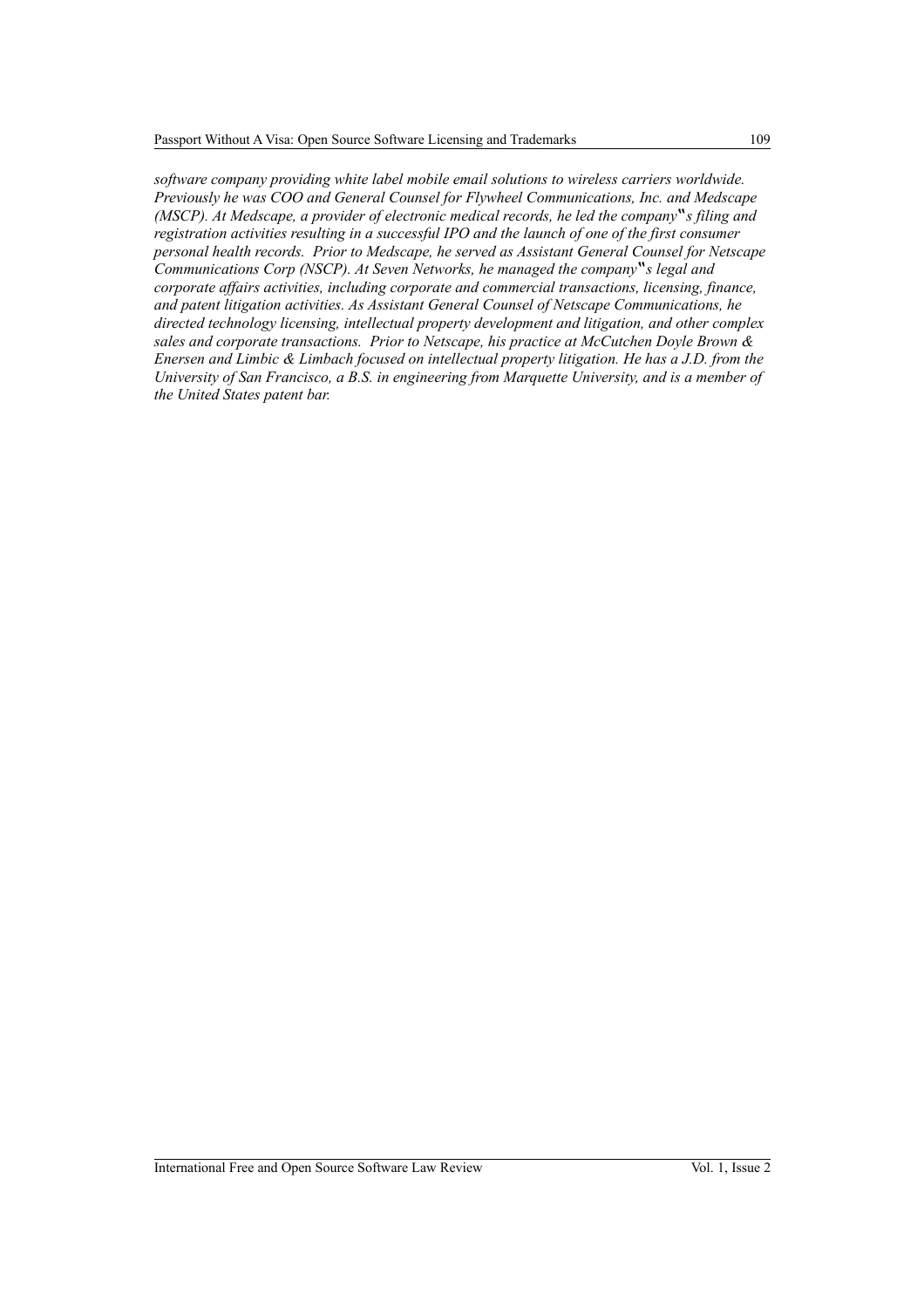*software company providing white label mobile email solutions to wireless carriers worldwide. Previously he was COO and General Counsel for Flywheel Communications, Inc. and Medscape (MSCP). At Medscape, a provider of electronic medical records, he led the company"s filing and registration activities resulting in a successful IPO and the launch of one of the first consumer personal health records. Prior to Medscape, he served as Assistant General Counsel for Netscape Communications Corp (NSCP). At Seven Networks, he managed the company"s legal and corporate affairs activities, including corporate and commercial transactions, licensing, finance, and patent litigation activities. As Assistant General Counsel of Netscape Communications, he directed technology licensing, intellectual property development and litigation, and other complex sales and corporate transactions. Prior to Netscape, his practice at McCutchen Doyle Brown & Enersen and Limbic & Limbach focused on intellectual property litigation. He has a J.D. from the University of San Francisco, a B.S. in engineering from Marquette University, and is a member of the United States patent bar.*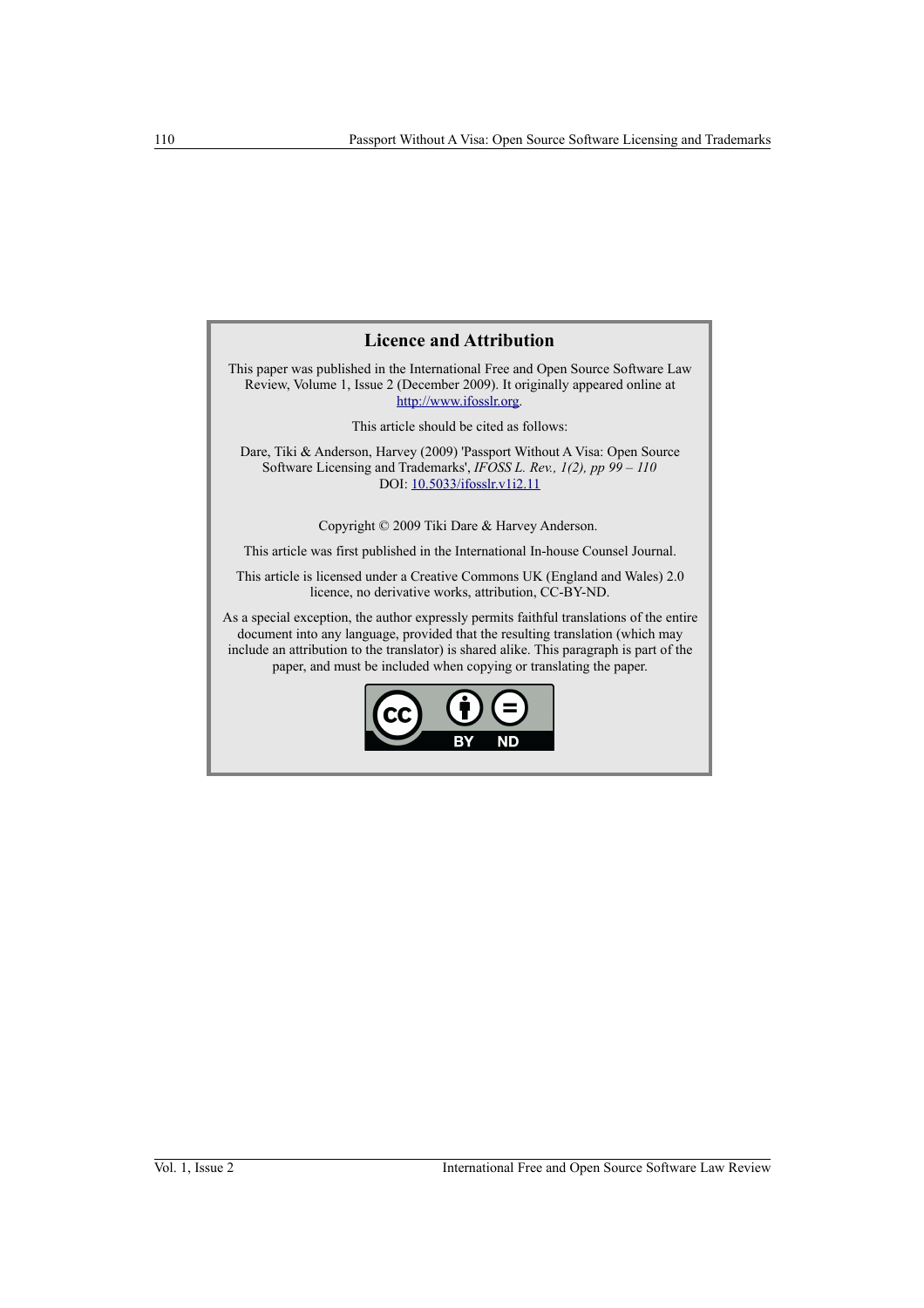## Licence and Attribution

This paper was published in the International Free and Open Source Software Law Review, Volume 1, Issue 2 (December 2009). It originally appeared online at http://www.ifosslr.org.

This article should be cited as follows:

Dare, Tiki & Anderson, Harvey (2009) 'Passport Without A Visa: Open Source Software Licensing and Trademarks', *IFOSS L. Rev., 1(2), pp 99 – 110*
DOI: 10.5033/ifosslr.v1i2.11

Copyright © 2009 Tiki Dare & Harvey Anderson.

This article was first published in the International In-house Counsel Journal.

This article is licensed under a Creative Commons UK (England and Wales) 2.0 licence, no derivative works, attribution, CC-BY-ND.

As a special exception, the author expressly permits faithful translations of the entire document into any language, provided that the resulting translation (which may include an attribution to the translator) is shared alike. This paragraph is part of the paper, and must be included when copying or translating the paper.